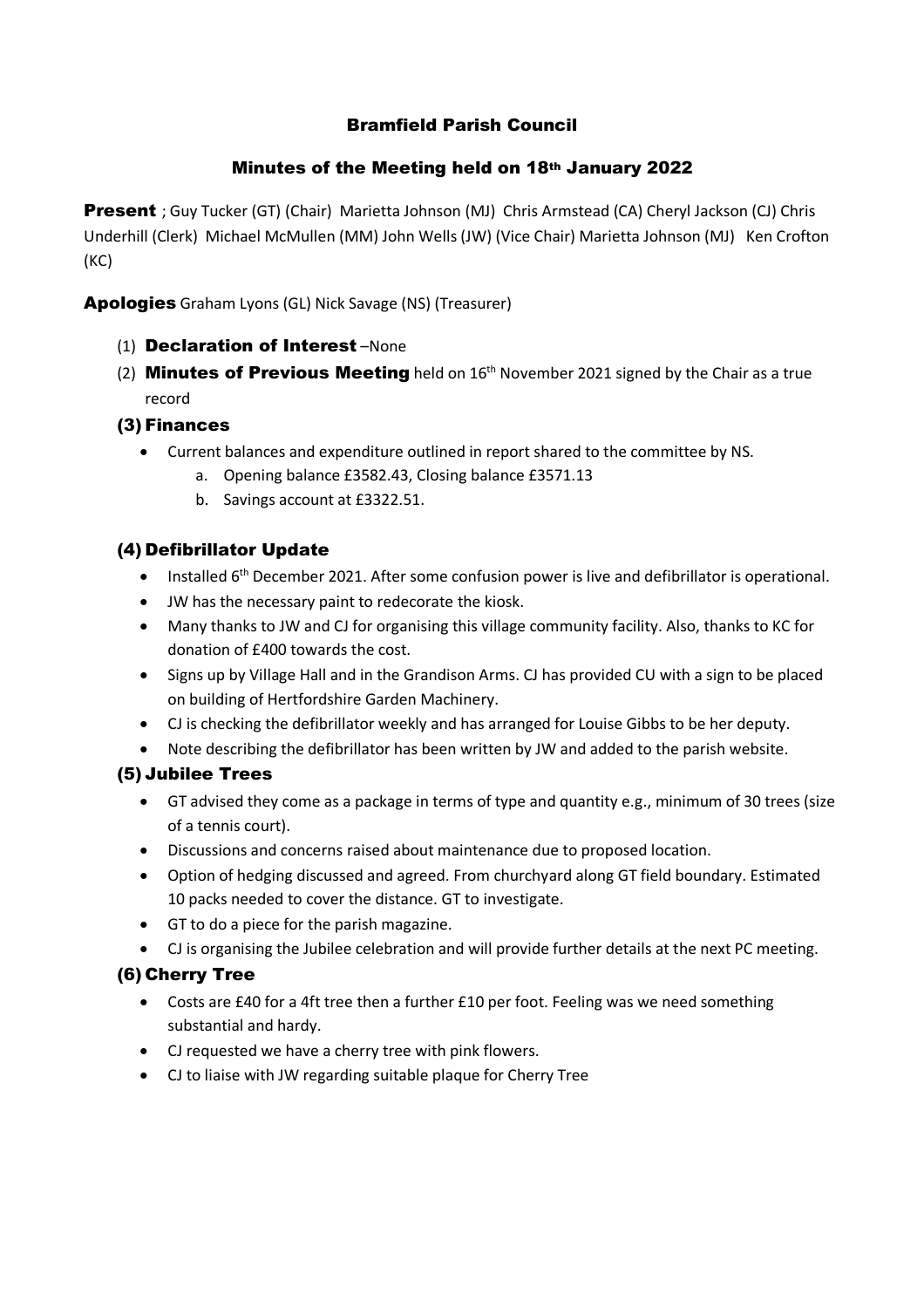# Bramfield Parish Council

## Minutes of the Meeting held on 18th January 2022

**Present** ; Guy Tucker (GT) (Chair) Marietta Johnson (MJ) Chris Armstead (CA) Cheryl Jackson (CJ) Chris Underhill (Clerk) Michael McMullen (MM) John Wells (JW) (Vice Chair) Marietta Johnson (MJ) Ken Crofton (KC)

**Apologies** Graham Lyons (GL) Nick Savage (NS) (Treasurer)

(1) **Declaration of Interest** –None

(2) **Minutes of Previous Meeting** held on 16th November 2021 signed by the Chair as a true record

### (3) Finances

- Current balances and expenditure outlined in report shared to the committee by NS.
  a. Opening balance £3582.43, Closing balance £3571.13
  b. Savings account at £3322.51.

### (4) Defibrillator Update

- Installed 6th December 2021. After some confusion power is live and defibrillator is operational.
- JW has the necessary paint to redecorate the kiosk.
- Many thanks to JW and CJ for organising this village community facility. Also, thanks to KC for donation of £400 towards the cost.
- Signs up by Village Hall and in the Grandison Arms. CJ has provided CU with a sign to be placed on building of Hertfordshire Garden Machinery.
- CJ is checking the defibrillator weekly and has arranged for Louise Gibbs to be her deputy.
- Note describing the defibrillator has been written by JW and added to the parish website.

### (5) Jubilee Trees

- GT advised they come as a package in terms of type and quantity e.g., minimum of 30 trees (size of a tennis court).
- Discussions and concerns raised about maintenance due to proposed location.
- Option of hedging discussed and agreed. From churchyard along GT field boundary. Estimated 10 packs needed to cover the distance. GT to investigate.
- GT to do a piece for the parish magazine.
- CJ is organising the Jubilee celebration and will provide further details at the next PC meeting.

### (6) Cherry Tree

- Costs are £40 for a 4ft tree then a further £10 per foot. Feeling was we need something substantial and hardy.
- CJ requested we have a cherry tree with pink flowers.
- CJ to liaise with JW regarding suitable plaque for Cherry Tree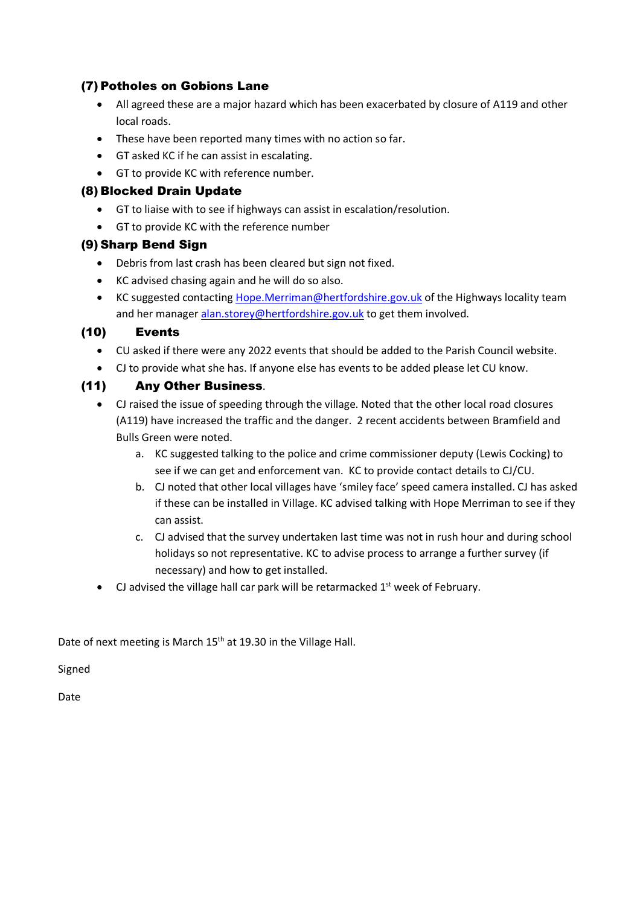### (7) Potholes on Gobions Lane

- All agreed these are a major hazard which has been exacerbated by closure of A119 and other local roads.
- These have been reported many times with no action so far.
- GT asked KC if he can assist in escalating.
- GT to provide KC with reference number.

### (8) Blocked Drain Update

- GT to liaise with to see if highways can assist in escalation/resolution.
- GT to provide KC with the reference number

### (9) Sharp Bend Sign

- Debris from last crash has been cleared but sign not fixed.
- KC advised chasing again and he will do so also.
- KC suggested contacting Hope.Merriman@hertfordshire.gov.uk of the Highways locality team and her manager alan.storey@hertfordshire.gov.uk to get them involved.

### (10) Events

- CU asked if there were any 2022 events that should be added to the Parish Council website.
- CJ to provide what she has. If anyone else has events to be added please let CU know.

### (11) Any Other Business.

- CJ raised the issue of speeding through the village. Noted that the other local road closures (A119) have increased the traffic and the danger. 2 recent accidents between Bramfield and Bulls Green were noted.
    a. KC suggested talking to the police and crime commissioner deputy (Lewis Cocking) to see if we can get and enforcement van. KC to provide contact details to CJ/CU.
    b. CJ noted that other local villages have 'smiley face' speed camera installed. CJ has asked if these can be installed in Village. KC advised talking with Hope Merriman to see if they can assist.
    c. CJ advised that the survey undertaken last time was not in rush hour and during school holidays so not representative. KC to advise process to arrange a further survey (if necessary) and how to get installed.
- CJ advised the village hall car park will be retarmacked 1st week of February.

Date of next meeting is March 15th at 19.30 in the Village Hall.

Signed

Date